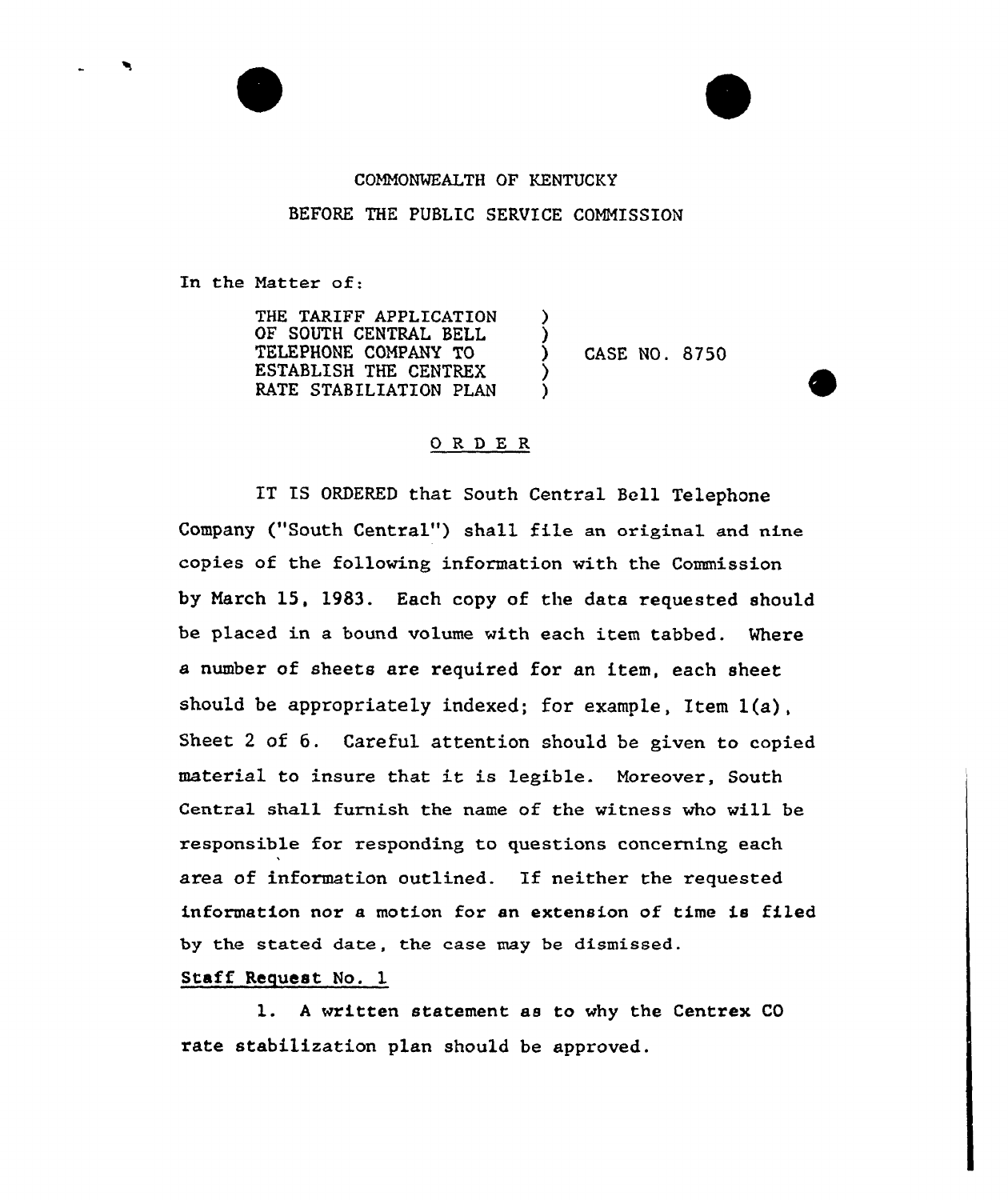COMMONWEALTH OF KENTUCKY

BEFORE THE PUBLIC SERVICE COMMISSION

In the Matter of:

| | | |
|---|---|---|
| THE TARIFF APPLICATION OF SOUTH CENTRAL BELL TELEPHONE COMPANY TO ESTABLISH THE CENTREX RATE STABILIATION PLAN | ) ) ) ) ) | CASE NO. 8750 |

## O R D E R

IT IS ORDERED that South Central Bell Telephone Company ("South Central") shall file an original and nine copies of the following information with the Commission by March 15, 1983. Each copy of the data requested should be placed in a bound volume with each item tabbed. Where a number of sheets are required for an item, each sheet should be appropriately indexed; for example, Item 1(a), Sheet 2 of 6. Careful attention should be given to copied material to insure that it is legible. Moreover, South Central shall furnish the name of the witness who will be responsible for responding to questions concerning each area of information outlined. If neither the requested information nor a motion for an extension of time is filed by the stated date, the case may be dismissed.

Staff Request No. 1

1. A written statement as to why the Centrex CO rate stabilization plan should be approved.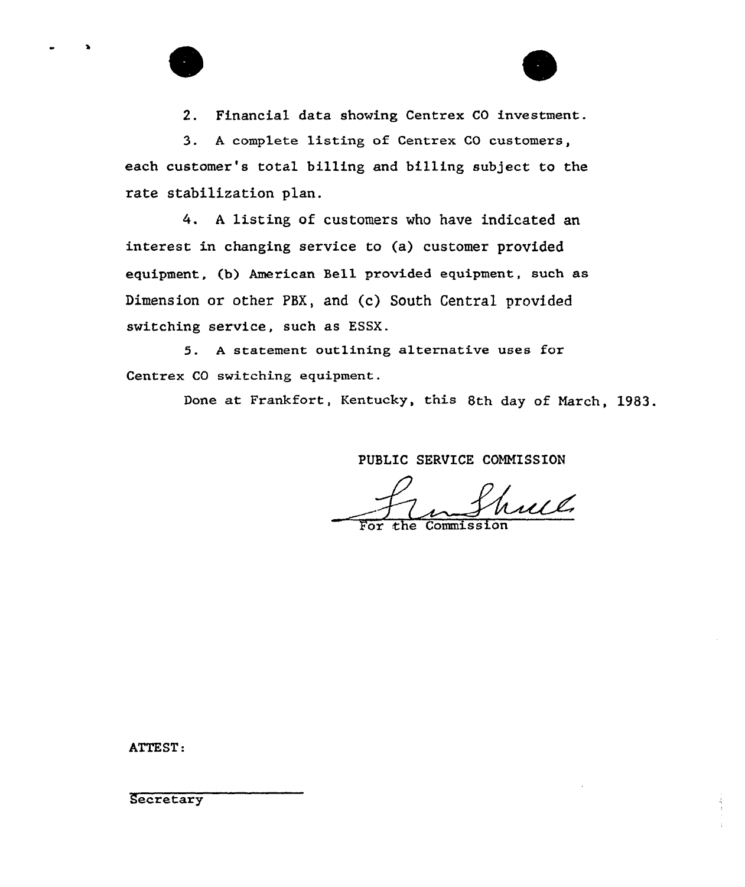2. Financial data showing Centrex CO investment.

3. A complete listing of Centrex CO customers, each customer's total billing and billing subject to the rate stabilization plan.

4. A listing of customers who have indicated an interest in changing service to (a) customer provided equipment, (b) American Bell provided equipment, such as Dimension or other PBX, and (c) South Central provided switching service, such as ESSX.

5. A statement outlining alternative uses for Centrex CO switching equipment.

Done at Frankfort, Kentucky, this 8th day of March, 1983.

PUBLIC SERVICE COMMISSION

For the Commission

ATTEST:

Secretary